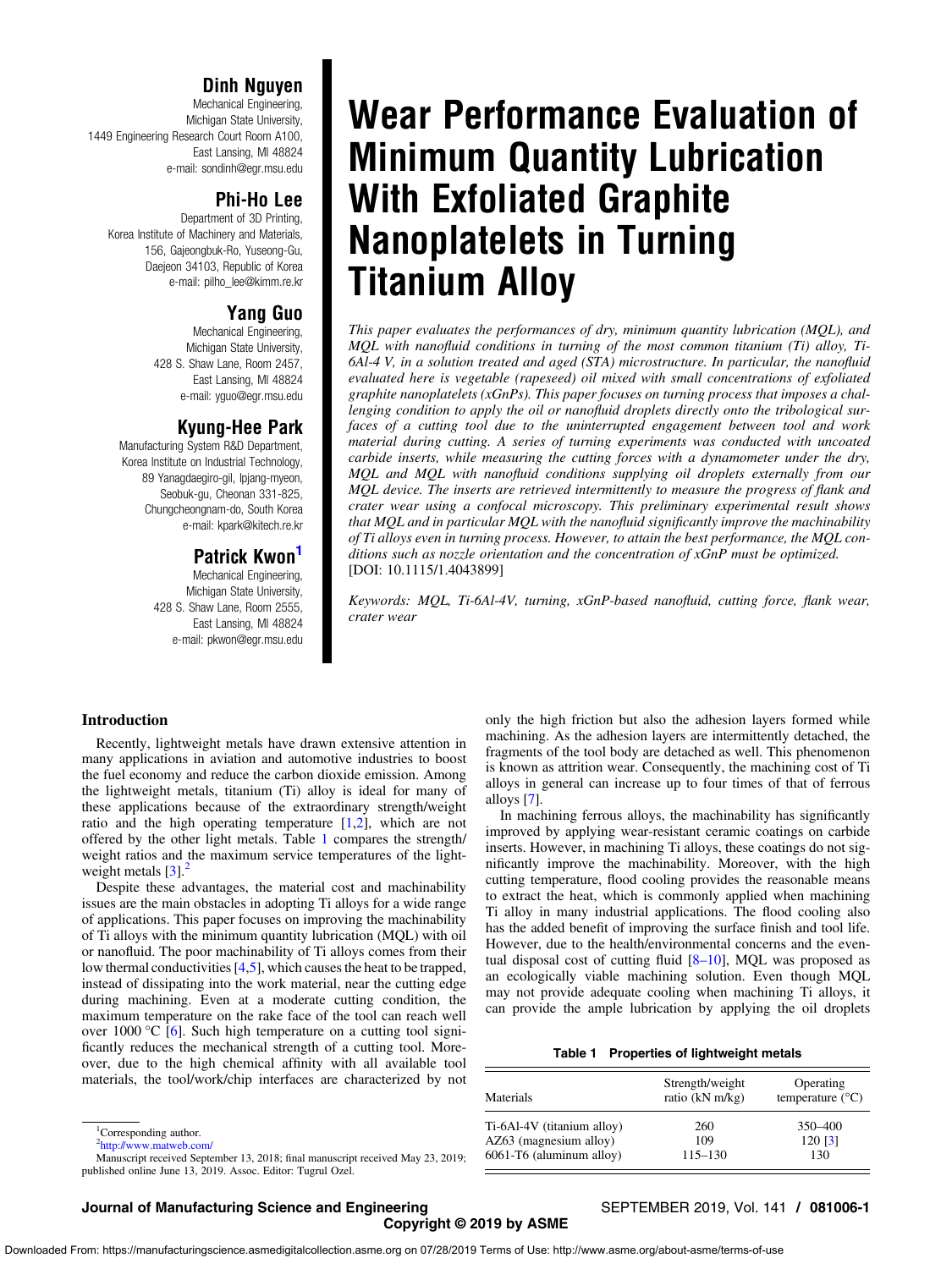# Wear Performance Evaluation of Minimum Quantity Lubrication With Exfoliated Graphite Nanoplatelets in Turning Titanium Alloy

**Dinh Nguyen**
Mechanical Engineering,
Michigan State University,
1449 Engineering Research Court Room A100,
East Lansing, MI 48824
e-mail: sondinh@egr.msu.edu

**Phi-Ho Lee**
Department of 3D Printing,
Korea Institute of Machinery and Materials,
156, Gajeongbuk-Ro, Yuseong-Gu,
Daejeon 34103, Republic of Korea
e-mail: pilho_lee@kimm.re.kr

**Yang Guo**
Mechanical Engineering,
Michigan State University,
428 S. Shaw Lane, Room 2457,
East Lansing, MI 48824
e-mail: yguo@egr.msu.edu

**Kyung-Hee Park**
Manufacturing System R&D Department,
Korea Institute on Industrial Technology,
89 Yanagdaegiro-gil, Ipjang-myeon,
Seobuk-gu, Cheonan 331-825,
Chungcheongnam-do, South Korea
e-mail: kpark@kitech.re.kr

**Patrick Kwon**[1]
Mechanical Engineering,
Michigan State University,
428 S. Shaw Lane, Room 2555,
East Lansing, MI 48824
e-mail: pkwon@egr.msu.edu

*This paper evaluates the performances of dry, minimum quantity lubrication (MQL), and MQL with nanofluid conditions in turning of the most common titanium (Ti) alloy, Ti-6Al-4 V, in a solution treated and aged (STA) microstructure. In particular, the nanofluid evaluated here is vegetable (rapeseed) oil mixed with small concentrations of exfoliated graphite nanoplatelets (xGnPs). This paper focuses on turning process that imposes a challenging condition to apply the oil or nanofluid droplets directly onto the tribological surfaces of a cutting tool due to the uninterrupted engagement between tool and work material during cutting. A series of turning experiments was conducted with uncoated carbide inserts, while measuring the cutting forces with a dynamometer under the dry, MQL and MQL with nanofluid conditions supplying oil droplets externally from our MQL device. The inserts are retrieved intermittently to measure the progress of flank and crater wear using a confocal microscopy. This preliminary experimental result shows that MQL and in particular MQL with the nanofluid significantly improve the machinability of Ti alloys even in turning process. However, to attain the best performance, the MQL conditions such as nozzle orientation and the concentration of xGnP must be optimized.*
[DOI: 10.1115/1.4043899]

*Keywords: MQL, Ti-6Al-4V, turning, xGnP-based nanofluid, cutting force, flank wear, crater wear*

## Introduction

Recently, lightweight metals have drawn extensive attention in many applications in aviation and automotive industries to boost the fuel economy and reduce the carbon dioxide emission. Among the lightweight metals, titanium (Ti) alloy is ideal for many of these applications because of the extraordinary strength/weight ratio and the high operating temperature [1,2], which are not offered by the other light metals. Table 1 compares the strength/weight ratios and the maximum service temperatures of the lightweight metals [3].[2]

Despite these advantages, the material cost and machinability issues are the main obstacles in adopting Ti alloys for a wide range of applications. This paper focuses on improving the machinability of Ti alloys with the minimum quantity lubrication (MQL) with oil or nanofluid. The poor machinability of Ti alloys come from their low thermal conductivities [4,5], which causes the heat to be trapped, instead of dissipating into the work material, near the cutting edge during machining. Even at a moderate cutting condition, the maximum temperature on the rake face of the tool can reach well over 1000 °C [6]. Such high temperature on a cutting tool significantly reduces the mechanical strength of a cutting tool. Moreover, due to the high chemical affinity with all available tool materials, the tool/work/chip interfaces are characterized by not only the high friction but also the adhesion layers formed while machining. As the adhesion layers are intermittently detached, the fragments of the tool body are detached as well. This phenomenon is known as attrition wear. Consequently, the machining cost of Ti alloys in general can increase up to four times of that of ferrous alloys [7].

In machining ferrous alloys, the machinability has significantly improved by applying wear-resistant ceramic coatings on carbide inserts. However, in machining Ti alloys, these coatings do not significantly improve the machinability. Moreover, with the high cutting temperature, flood cooling provides the reasonable means to extract the heat, which is commonly applied when machining Ti alloy in many industrial applications. The flood cooling also has the added benefit of improving the surface finish and tool life. However, due to the health/environmental concerns and the eventual disposal cost of cutting fluid [8–10], MQL was proposed as an ecologically viable machining solution. Even though MQL may not provide adequate cooling when machining Ti alloys, it can provide the ample lubrication by applying the oil droplets

**Table 1 Properties of lightweight metals**

| Materials | Strength/weight ratio (kN m/kg) | Operating temperature (°C) |
|---|---|---|
| Ti-6Al-4V (titanium alloy) | 260 | 350–400 |
| AZ63 (magnesium alloy) | 109 | 120 [3] |
| 6061-T6 (aluminum alloy) | 115–130 | 130 |

[1] Corresponding author.
[2] http://www.matweb.com/

Manuscript received September 13, 2018; final manuscript received May 23, 2019; published online June 13, 2019. Assoc. Editor: Tugrul Ozel.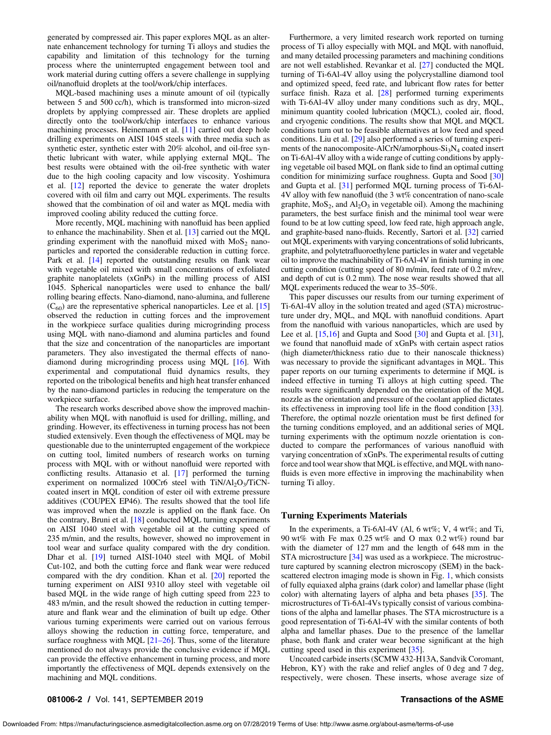generated by compressed air. This paper explores MQL as an alternate enhancement technology for turning Ti alloys and studies the capability and limitation of this technology for the turning process where the uninterrupted engagement between tool and work material during cutting offers a severe challenge in supplying oil/nanofluid droplets at the tool/work/chip interfaces.

MQL-based machining uses a minute amount of oil (typically between 5 and 500 cc/h), which is transformed into micron-sized droplets by applying compressed air. These droplets are applied directly onto the tool/work/chip interfaces to enhance various machining processes. Heinemann et al. [11] carried out deep hole drilling experiments on AISI 1045 steels with three media such as synthetic ester, synthetic ester with 20% alcohol, and oil-free synthetic lubricant with water, while applying external MQL. The best results were obtained with the oil-free synthetic with water due to the high cooling capacity and low viscosity. Yoshimura et al. [12] reported the device to generate the water droplets covered with oil film and carry out MQL experiments. The results showed that the combination of oil and water as MQL media with improved cooling ability reduced the cutting force.

More recently, MQL machining with nanofluid has been applied to enhance the machinability. Shen et al. [13] carried out the MQL grinding experiment with the nanofluid mixed with $MoS_2$ nanoparticles and reported the considerable reduction in cutting force. Park et al. [14] reported the outstanding results on flank wear with vegetable oil mixed with small concentrations of exfoliated graphite nanoplatelets (xGnPs) in the milling process of AISI 1045. Spherical nanoparticles were used to enhance the ball/rolling bearing effects. Nano-diamond, nano-alumina, and fullerene ($C_{60}$) are the representative spherical nanoparticles. Lee et al. [15] observed the reduction in cutting forces and the improvement in the workpiece surface qualities during microgrinding process using MQL with nano-diamond and alumina particles and found that the size and concentration of the nanoparticles are important parameters. They also investigated the thermal effects of nano-diamond during microgrinding process using MQL [16]. With experimental and computational fluid dynamics results, they reported on the tribological benefits and high heat transfer enhanced by the nano-diamond particles in reducing the temperature on the workpiece surface.

The research works described above show the improved machinability when MQL with nanofluid is used for drilling, milling, and grinding. However, its effectiveness in turning process has not been studied extensively. Even though the effectiveness of MQL may be questionable due to the uninterrupted engagement of the workpiece on cutting tool, limited numbers of research works on turning process with MQL with or without nanofluid were reported with conflicting results. Attanasio et al. [17] performed the turning experiment on normalized 100Cr6 steel with $TiN/Al_2O_3/TiCN$-coated insert in MQL condition of ester oil with extreme pressure additives (COUPEX EP46). The results showed that the tool life was improved when the nozzle is applied on the flank face. On the contrary, Bruni et al. [18] conducted MQL turning experiments on AISI 1040 steel with vegetable oil at the cutting speed of 235 m/min, and the results, however, showed no improvement in tool wear and surface quality compared with the dry condition. Dhar et al. [19] turned AISI-1040 steel with MQL of Mobil Cut-102, and both the cutting force and flank wear were reduced compared with the dry condition. Khan et al. [20] reported the turning experiment on AISI 9310 alloy steel with vegetable oil based MQL in the wide range of high cutting speed from 223 to 483 m/min, and the result showed the reduction in cutting temperature and flank wear and the elimination of built up edge. Other various turning experiments were carried out on various ferrous alloys showing the reduction in cutting force, temperature, and surface roughness with MQL [21–26]. Thus, some of the literature mentioned do not always provide the conclusive evidence if MQL can provide the effective enhancement in turning process, and more importantly the effectiveness of MQL depends extensively on the machining and MQL conditions.

Furthermore, a very limited research work reported on turning process of Ti alloy especially with MQL and MQL with nanofluid, and many detailed processing parameters and machining conditions are not well established. Revankar et al. [27] conducted the MQL turning of Ti-6Al-4V alloy using the polycrystalline diamond tool and optimized speed, feed rate, and lubricant flow rates for better surface finish. Raza et al. [28] performed turning experiments with Ti-6Al-4V alloy under many conditions such as dry, MQL, minimum quantity cooled lubrication (MQCL), cooled air, flood, and cryogenic conditions. The results show that MQL and MQCL conditions turn out to be feasible alternatives at low feed and speed conditions. Liu et al. [29] also performed a series of turning experiments of the nanocomposite-AlCrN/amorphous-$Si_3N_4$ coated insert on Ti-6Al-4V alloy with a wide range of cutting conditions by applying vegetable oil based MQL on flank side to find an optimal cutting condition for minimizing surface roughness. Gupta and Sood [30] and Gupta et al. [31] performed MQL turning process of Ti-6Al-4V alloy with few nanofluid (the 3 wt% concentration of nano-scale graphite, $MoS_2$, and $Al_2O_3$ in vegetable oil). Among the machining parameters, the best surface finish and the minimal tool wear were found to be at low cutting speed, low feed rate, high approach angle, and graphite-based nano-fluids. Recently, Sartori et al. [32] carried out MQL experiments with varying concentrations of solid lubricants, graphite, and polytetrafluoroethylene particles in water and vegetable oil to improve the machinability of Ti-6Al-4V in finish turning in one cutting condition (cutting speed of 80 m/min, feed rate of 0.2 m/rev, and depth of cut is 0.2 mm). The nose wear results showed that all MQL experiments reduced the wear to 35–50%.

This paper discusses our results from our turning experiment of Ti-6Al-4V alloy in the solution treated and aged (STA) microstructure under dry, MQL, and MQL with nanofluid conditions. Apart from the nanofluid with various nanoparticles, which are used by Lee et al. [15,16] and Gupta and Sood [30] and Gupta et al. [31], we found that nanofluid made of xGnPs with certain aspect ratios (high diameter/thickness ratio due to their nanoscale thickness) was necessary to provide the significant advantages in MQL. This paper reports on our turning experiments to determine if MQL is indeed effective in turning Ti alloys at high cutting speed. The results were significantly depended on the orientation of the MQL nozzle as the orientation and pressure of the coolant applied dictates its effectiveness in improving tool life in the flood condition [33]. Therefore, the optimal nozzle orientation must be first defined for the turning conditions employed, and an additional series of MQL turning experiments with the optimum nozzle orientation is conducted to compare the performances of various nanofluid with varying concentration of xGnPs. The experimental results of cutting force and tool wear show that MQL is effective, and MQL with nanofluids is even more effective in improving the machinability when turning Ti alloy.

## Turning Experiments Materials

In the experiments, a Ti-6Al-4V (Al, 6 wt%; V, 4 wt%; and Ti, 90 wt% with Fe max 0.25 wt% and O max 0.2 wt%) round bar with the diameter of 127 mm and the length of 648 mm in the STA microstructure [34] was used as a workpiece. The microstructure captured by scanning electron microscopy (SEM) in the backscattered electron imaging mode is shown in Fig. 1, which consists of fully equiaxed alpha grains (dark color) and lamellar phase (light color) with alternating layers of alpha and beta phases [35]. The microstructures of Ti-6Al-4Vs typically consist of various combinations of the alpha and lamellar phases. The STA microstructure is a good representation of Ti-6Al-4V with the similar contents of both alpha and lamellar phases. Due to the presence of the lamellar phase, both flank and crater wear become significant at the high cutting speed used in this experiment [35].

Uncoated carbide inserts (SCMW 432-H13A, Sandvik Coromant, Hebron, KY) with the rake and relief angles of 0 deg and 7 deg, respectively, were chosen. These inserts, whose average size of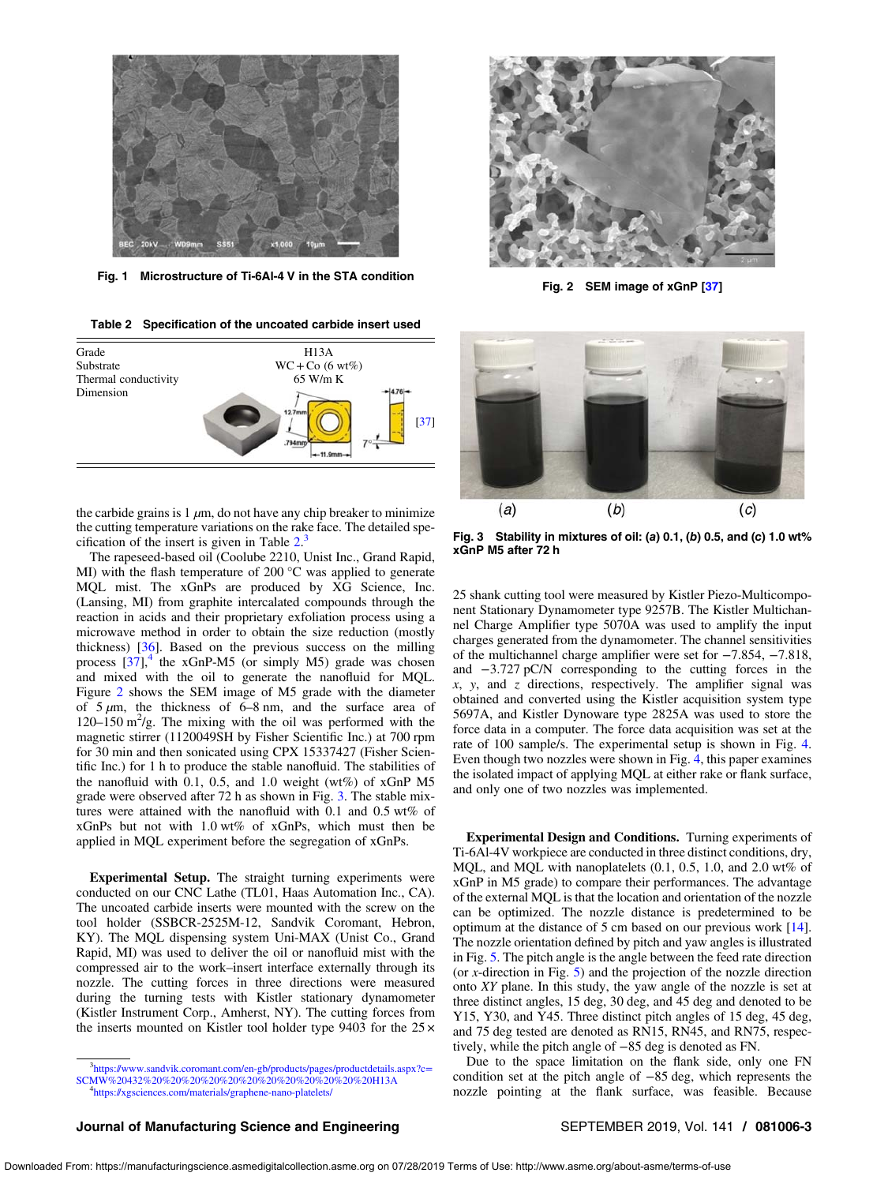Fig. 1 Microstructure of Ti-6Al-4 V in the STA condition

Fig. 2 SEM image of xGnP [37]

Table 2 Specification of the uncoated carbide insert used

| | |
|---|---|
| Grade | H13A |
| Substrate | WC + Co (6 wt%) |
| Thermal conductivity | 65 W/m K |
| Dimension | [37] |

Fig. 3 Stability in mixtures of oil: (a) 0.1, (b) 0.5, and (c) 1.0 wt% xGnP M5 after 72 h

the carbide grains is 1 $\mu$m, do not have any chip breaker to minimize the cutting temperature variations on the rake face. The detailed specification of the insert is given in Table 2.[3]

The rapeseed-based oil (Coolube 2210, Unist Inc., Grand Rapid, MI) with the flash temperature of 200 °C was applied to generate MQL mist. The xGnPs are produced by XG Science, Inc. (Lansing, MI) from graphite intercalated compounds through the reaction in acids and their proprietary exfoliation process using a microwave method in order to obtain the size reduction (mostly thickness) [36]. Based on the previous success on the milling process [37],[4] the xGnP-M5 (or simply M5) grade was chosen and mixed with the oil to generate the nanofluid for MQL. Figure 2 shows the SEM image of M5 grade with the diameter of 5 $\mu$m, the thickness of 6–8 nm, and the surface area of 120–150 m$^2$/g. The mixing with the oil was performed with the magnetic stirrer (1120049SH by Fisher Scientific Inc.) at 700 rpm for 30 min and then sonicated using CPX 15337427 (Fisher Scientific Inc.) for 1 h to produce the stable nanofluid. The stabilities of the nanofluid with 0.1, 0.5, and 1.0 weight (wt%) of xGnP M5 grade were observed after 72 h as shown in Fig. 3. The stable mixtures were attained with the nanofluid with 0.1 and 0.5 wt% of xGnPs but not with 1.0 wt% of xGnPs, which must then be applied in MQL experiment before the segregation of xGnPs.

**Experimental Setup.** The straight turning experiments were conducted on our CNC Lathe (TL01, Haas Automation Inc., CA). The uncoated carbide inserts were mounted with the screw on the tool holder (SSBCR-2525M-12, Sandvik Coromant, Hebron, KY). The MQL dispensing system Uni-MAX (Unist Co., Grand Rapid, MI) was used to deliver the oil or nanofluid mist with the compressed air to the work–insert interface externally through its nozzle. The cutting forces in three directions were measured during the turning tests with Kistler stationary dynamometer (Kistler Instrument Corp., Amherst, NY). The cutting forces from the inserts mounted on Kistler tool holder type 9403 for the 25 × 25 shank cutting tool were measured by Kistler Piezo-Multicomponent Stationary Dynamometer type 9257B. The Kistler Multichannel Charge Amplifier type 5070A was used to amplify the input charges generated from the dynamometer. The channel sensitivities of the multichannel charge amplifier were set for −7.854, −7.818, and −3.727 pC/N corresponding to the cutting forces in the $x$, $y$, and $z$ directions, respectively. The amplifier signal was obtained and converted using the Kistler acquisition system type 5697A, and Kistler Dynoware type 2825A was used to store the force data in a computer. The force data acquisition was set at the rate of 100 sample/s. The experimental setup is shown in Fig. 4. Even though two nozzles were shown in Fig. 4, this paper examines the isolated impact of applying MQL at either rake or flank surface, and only one of two nozzles was implemented.

**Experimental Design and Conditions.** Turning experiments of Ti-6Al-4V workpiece are conducted in three distinct conditions, dry, MQL, and MQL with nanoplatelets (0.1, 0.5, 1.0, and 2.0 wt% of xGnP in M5 grade) to compare their performances. The advantage of the external MQL is that the location and orientation of the nozzle can be optimized. The nozzle distance is predetermined to be optimum at the distance of 5 cm based on our previous work [14]. The nozzle orientation defined by pitch and yaw angles is illustrated in Fig. 5. The pitch angle is the angle between the feed rate direction (or $x$-direction in Fig. 5) and the projection of the nozzle direction onto $XY$ plane. In this study, the yaw angle of the nozzle is set at three distinct angles, 15 deg, 30 deg, and 45 deg and denoted to be Y15, Y30, and Y45. Three distinct pitch angles of 15 deg, 45 deg, and 75 deg tested are denoted as RN15, RN45, and RN75, respectively, while the pitch angle of −85 deg is denoted as FN.

Due to the space limitation on the flank side, only one FN condition set at the pitch angle of −85 deg, which represents the nozzle pointing at the flank surface, was feasible. Because

[3] https://www.sandvik.coromant.com/en-gb/products/pages/productdetails.aspx?c=SCMW%20432%20%20%20%20%20%20%20%20%20%20%20%20H13A

[4] https://xgsciences.com/materials/graphene-nano-platelets/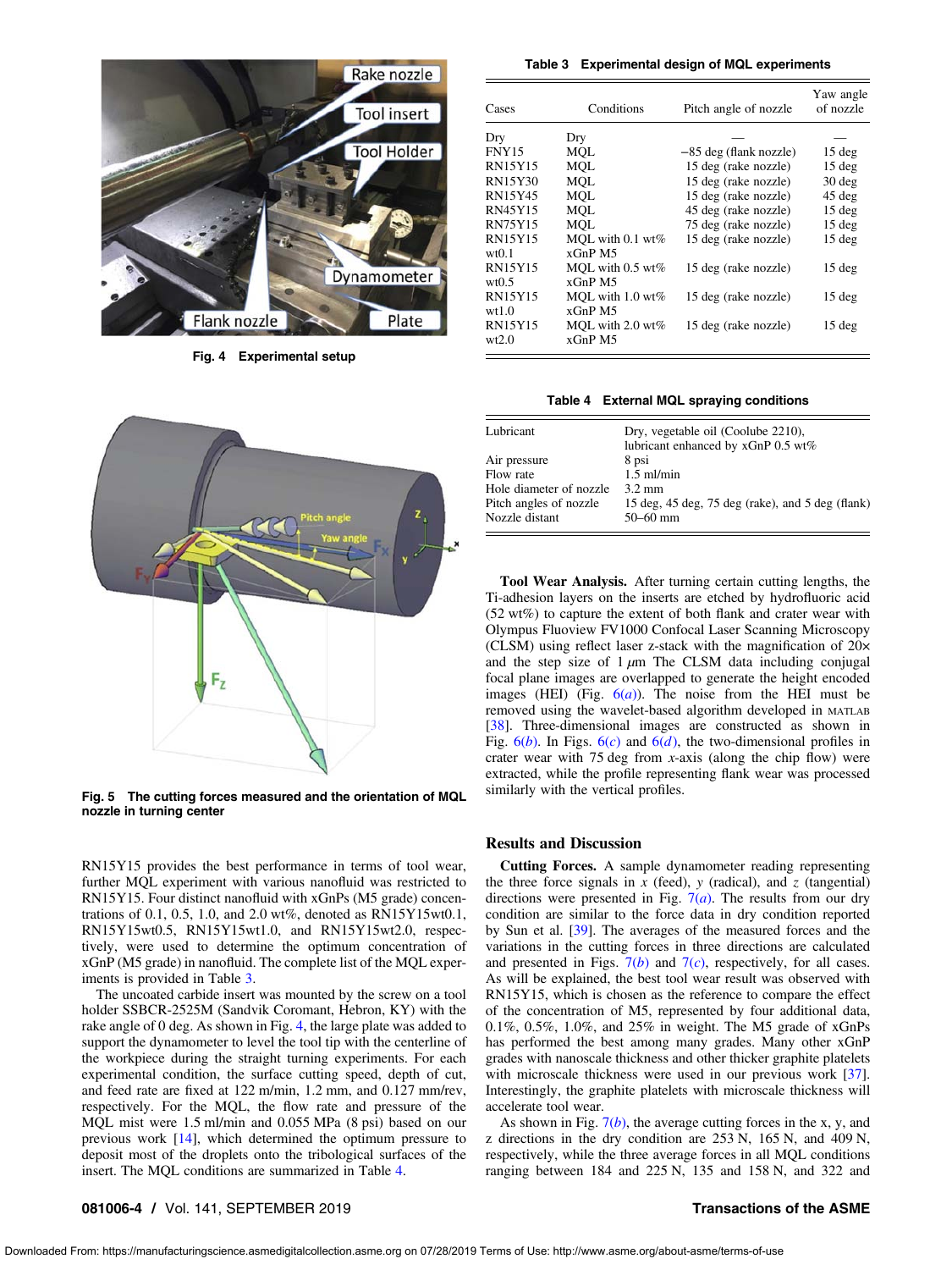Fig. 4 Experimental setup

Fig. 5 The cutting forces measured and the orientation of MQL nozzle in turning center

RN15Y15 provides the best performance in terms of tool wear, further MQL experiment with various nanofluid was restricted to RN15Y15. Four distinct nanofluid with xGnPs (M5 grade) concentrations of 0.1, 0.5, 1.0, and 2.0 wt%, denoted as RN15Y15wt0.1, RN15Y15wt0.5, RN15Y15wt1.0, and RN15Y15wt2.0, respectively, were used to determine the optimum concentration of xGnP (M5 grade) in nanofluid. The complete list of the MQL experiments is provided in Table 3.

The uncoated carbide insert was mounted by the screw on a tool holder SSBCR-2525M (Sandvik Coromant, Hebron, KY) with the rake angle of 0 deg. As shown in Fig. 4, the large plate was added to support the dynamometer to level the tool tip with the centerline of the workpiece during the straight turning experiments. For each experimental condition, the surface cutting speed, depth of cut, and feed rate are fixed at 122 m/min, 1.2 mm, and 0.127 mm/rev, respectively. For the MQL, the flow rate and pressure of the MQL mist were 1.5 ml/min and 0.055 MPa (8 psi) based on our previous work [14], which determined the optimum pressure to deposit most of the droplets onto the tribological surfaces of the insert. The MQL conditions are summarized in Table 4.

**Table 3 Experimental design of MQL experiments**

| Cases | Conditions | Pitch angle of nozzle | Yaw angle of nozzle |
|---|---|---|---|
| Dry | Dry | — | — |
| FNY15 | MQL | −85 deg (flank nozzle) | 15 deg |
| RN15Y15 | MQL | 15 deg (rake nozzle) | 15 deg |
| RN15Y30 | MQL | 15 deg (rake nozzle) | 30 deg |
| RN15Y45 | MQL | 15 deg (rake nozzle) | 45 deg |
| RN45Y15 | MQL | 45 deg (rake nozzle) | 15 deg |
| RN75Y15 | MQL | 75 deg (rake nozzle) | 15 deg |
| RN15Y15 wt0.1 | MQL with 0.1 wt% xGnP M5 | 15 deg (rake nozzle) | 15 deg |
| RN15Y15 wt0.5 | MQL with 0.5 wt% xGnP M5 | 15 deg (rake nozzle) | 15 deg |
| RN15Y15 wt1.0 | MQL with 1.0 wt% xGnP M5 | 15 deg (rake nozzle) | 15 deg |
| RN15Y15 wt2.0 | MQL with 2.0 wt% xGnP M5 | 15 deg (rake nozzle) | 15 deg |

**Table 4 External MQL spraying conditions**

| | |
|---|---|
| Lubricant | Dry, vegetable oil (Coolube 2210), lubricant enhanced by xGnP 0.5 wt% |
| Air pressure | 8 psi |
| Flow rate | 1.5 ml/min |
| Hole diameter of nozzle | 3.2 mm |
| Pitch angles of nozzle | 15 deg, 45 deg, 75 deg (rake), and 5 deg (flank) |
| Nozzle distant | 50–60 mm |

**Tool Wear Analysis.** After turning certain cutting lengths, the Ti-adhesion layers on the inserts are etched by hydrofluoric acid (52 wt%) to capture the extent of both flank and crater wear with Olympus Fluoview FV1000 Confocal Laser Scanning Microscopy (CLSM) using reflect laser z-stack with the magnification of 20× and the step size of 1 $\mu$m The CLSM data including conjugal focal plane images are overlapped to generate the height encoded images (HEI) (Fig. 6(*a*)). The noise from the HEI must be removed using the wavelet-based algorithm developed in MATLAB [38]. Three-dimensional images are constructed as shown in Fig. 6(*b*). In Figs. 6(*c*) and 6(*d*), the two-dimensional profiles in crater wear with 75 deg from *x*-axis (along the chip flow) were extracted, while the profile representing flank wear was processed similarly with the vertical profiles.

## Results and Discussion

**Cutting Forces.** A sample dynamometer reading representing the three force signals in *x* (feed), *y* (radial), and *z* (tangential) directions were presented in Fig. 7(*a*). The results from our dry condition are similar to the force data in dry condition reported by Sun et al. [39]. The averages of the measured forces and the variations in the cutting forces in three directions are calculated and presented in Figs. 7(*b*) and 7(*c*), respectively, for all cases. As will be explained, the best tool wear result was observed with RN15Y15, which is chosen as the reference to compare the effect of the concentration of M5, represented by four additional data, 0.1%, 0.5%, 1.0%, and 25% in weight. The M5 grade of xGnPs has performed the best among many grades. Many other xGnP grades with nanoscale thickness and other thicker graphite platelets with microscale thickness were used in our previous work [37]. Interestingly, the graphite platelets with microscale thickness will accelerate tool wear.

As shown in Fig. 7(*b*), the average cutting forces in the x, y, and z directions in the dry condition are 253 N, 165 N, and 409 N, respectively, while the three average forces in all MQL conditions ranging between 184 and 225 N, 135 and 158 N, and 322 and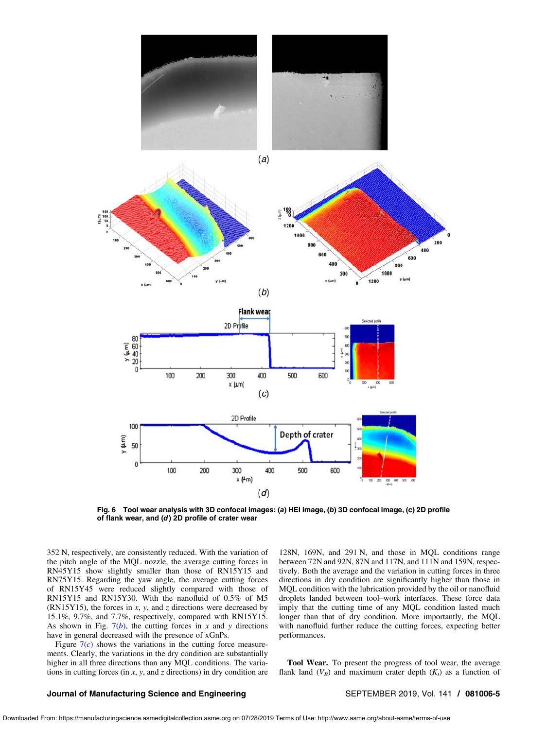Fig. 6 Tool wear analysis with 3D confocal images: (*a*) HEI image, (*b*) 3D confocal image, (c) 2D profile of flank wear, and (*d*) 2D profile of crater wear

352 N, respectively, are consistently reduced. With the variation of the pitch angle of the MQL nozzle, the average cutting forces in RN45Y15 show slightly smaller than those of RN15Y15 and RN75Y15. Regarding the yaw angle, the average cutting forces of RN15Y45 were reduced slightly compared with those of RN15Y15 and RN15Y30. With the nanofluid of 0.5% of M5 (RN15Y15), the forces in *x*, *y*, and *z* directions were decreased by 15.1%, 9.7%, and 7.7%, respectively, compared with RN15Y15. As shown in Fig. 7(*b*), the cutting forces in *x* and *y* directions have in general decreased with the presence of xGnPs.

Figure 7(*c*) shows the variations in the cutting force measurements. Clearly, the variations in the dry condition are substantially higher in all three directions than any MQL conditions. The variations in cutting forces (in *x*, *y*, and *z* directions) in dry condition are 128N, 169N, and 291 N, and those in MQL conditions range between 72N and 92N, 87N and 117N, and 111N and 159N, respectively. Both the average and the variation in cutting forces in three directions in dry condition are significantly higher than those in MQL condition with the lubrication provided by the oil or nanofluid droplets landed between tool–work interfaces. These force data imply that the cutting time of any MQL condition lasted much longer than that of dry condition. More importantly, the MQL with nanofluid further reduce the cutting forces, expecting better performances.

**Tool Wear.** To present the progress of tool wear, the average flank land ($V_B$) and maximum crater depth ($K_t$) as a function of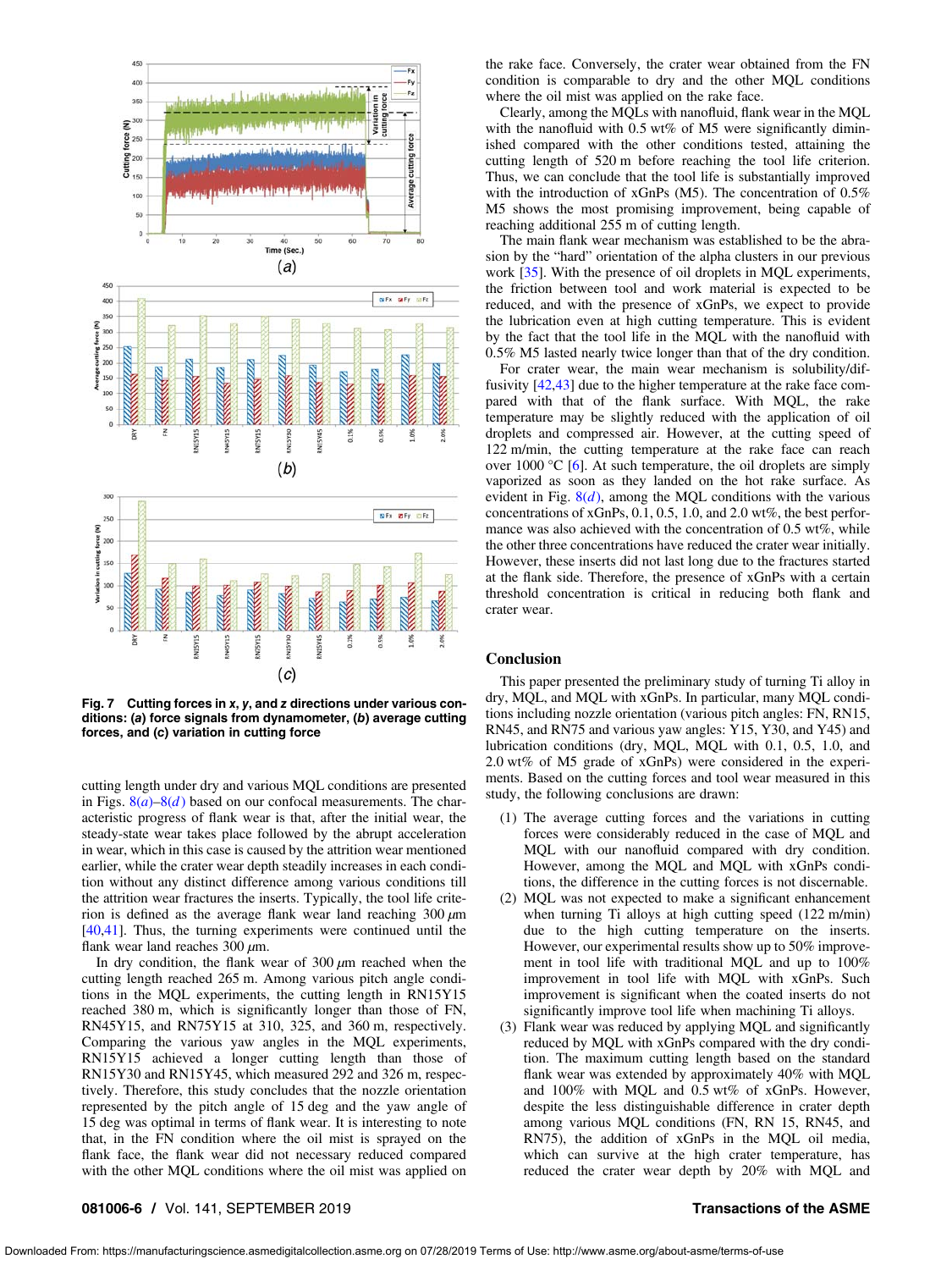Fig. 7 Cutting forces in x, y, and z directions under various conditions: (a) force signals from dynamometer, (b) average cutting forces, and (c) variation in cutting force

cutting length under dry and various MQL conditions are presented in Figs. 8(a)–8(d) based on our confocal measurements. The characteristic progress of flank wear is that, after the initial wear, the steady-state wear takes place followed by the abrupt acceleration in wear, which in this case is caused by the attrition wear mentioned earlier, while the crater wear depth steadily increases in each condition without any distinct difference among various conditions till the attrition wear fractures the inserts. Typically, the tool life criterion is defined as the average flank wear land reaching 300 $\mu$m [40,41]. Thus, the turning experiments were continued until the flank wear land reaches 300 $\mu$m.

In dry condition, the flank wear of 300 $\mu$m reached when the cutting length reached 265 m. Among various pitch angle conditions in the MQL experiments, the cutting length in RN15Y15 reached 380 m, which is significantly longer than those of FN, RN45Y15, and RN75Y15 at 310, 325, and 360 m, respectively. Comparing the various yaw angles in the MQL experiments, RN15Y15 achieved a longer cutting length than those of RN15Y30 and RN15Y45, which measured 292 and 326 m, respectively. Therefore, this study concludes that the nozzle orientation represented by the pitch angle of 15 deg and the yaw angle of 15 deg was optimal in terms of flank wear. It is interesting to note that, in the FN condition where the oil mist is sprayed on the flank face, the flank wear did not necessary reduced compared with the other MQL conditions where the oil mist was applied on the rake face. Conversely, the crater wear obtained from the FN condition is comparable to dry and the other MQL conditions where the oil mist was applied on the rake face.

Clearly, among the MQLs with nanofluid, flank wear in the MQL with the nanofluid with 0.5 wt% of M5 were significantly diminished compared with the other conditions tested, attaining the cutting length of 520 m before reaching the tool life criterion. Thus, we can conclude that the tool life is substantially improved with the introduction of xGnPs (M5). The concentration of 0.5% M5 shows the most promising improvement, being capable of reaching additional 255 m of cutting length.

The main flank wear mechanism was established to be the abrasion by the "hard" orientation of the alpha clusters in our previous work [35]. With the presence of oil droplets in MQL experiments, the friction between tool and work material is expected to be reduced, and with the presence of xGnPs, we expect to provide the lubrication even at high cutting temperature. This is evident by the fact that the tool life in the MQL with the nanofluid with 0.5% M5 lasted nearly twice longer than that of the dry condition.

For crater wear, the main wear mechanism is solubility/diffusivity [42,43] due to the higher temperature at the rake face compared with that of the flank surface. With MQL, the rake temperature may be slightly reduced with the application of oil droplets and compressed air. However, at the cutting speed of 122 m/min, the cutting temperature at the rake face can reach over 1000 °C [6]. At such temperature, the oil droplets are simply vaporized as soon as they landed on the hot rake surface. As evident in Fig. 8(d), among the MQL conditions with the various concentrations of xGnPs, 0.1, 0.5, 1.0, and 2.0 wt%, the best performance was also achieved with the concentration of 0.5 wt%, while the other three concentrations have reduced the crater wear initially. However, these inserts did not last long due to the fractures started at the flank side. Therefore, the presence of xGnPs with a certain threshold concentration is critical in reducing both flank and crater wear.

## Conclusion

This paper presented the preliminary study of turning Ti alloy in dry, MQL, and MQL with xGnPs. In particular, many MQL conditions including nozzle orientation (various pitch angles: FN, RN15, RN45, and RN75 and various yaw angles: Y15, Y30, and Y45) and lubrication conditions (dry, MQL, MQL with 0.1, 0.5, 1.0, and 2.0 wt% of M5 grade of xGnPs) were considered in the experiments. Based on the cutting forces and tool wear measured in this study, the following conclusions are drawn:

(1) The average cutting forces and the variations in cutting forces were considerably reduced in the case of MQL and MQL with our nanofluid compared with dry condition. However, among the MQL and MQL with xGnPs conditions, the difference in the cutting forces is not discernable.
(2) MQL was not expected to make a significant enhancement when turning Ti alloys at high cutting speed (122 m/min) due to the high cutting temperature on the inserts. However, our experimental results show up to 50% improvement in tool life with traditional MQL and up to 100% improvement in tool life with MQL with xGnPs. Such improvement is significant when the coated inserts do not significantly improve tool life when machining Ti alloys.
(3) Flank wear was reduced by applying MQL and significantly reduced by MQL with xGnPs compared with the dry condition. The maximum cutting length based on the standard flank wear was extended by approximately 40% with MQL and 100% with MQL and 0.5 wt% of xGnPs. However, despite the less distinguishable difference in crater depth among various MQL conditions (FN, RN 15, RN45, and RN75), the addition of xGnPs in the MQL oil media, which can survive at the high crater temperature, has reduced the crater wear depth by 20% with MQL and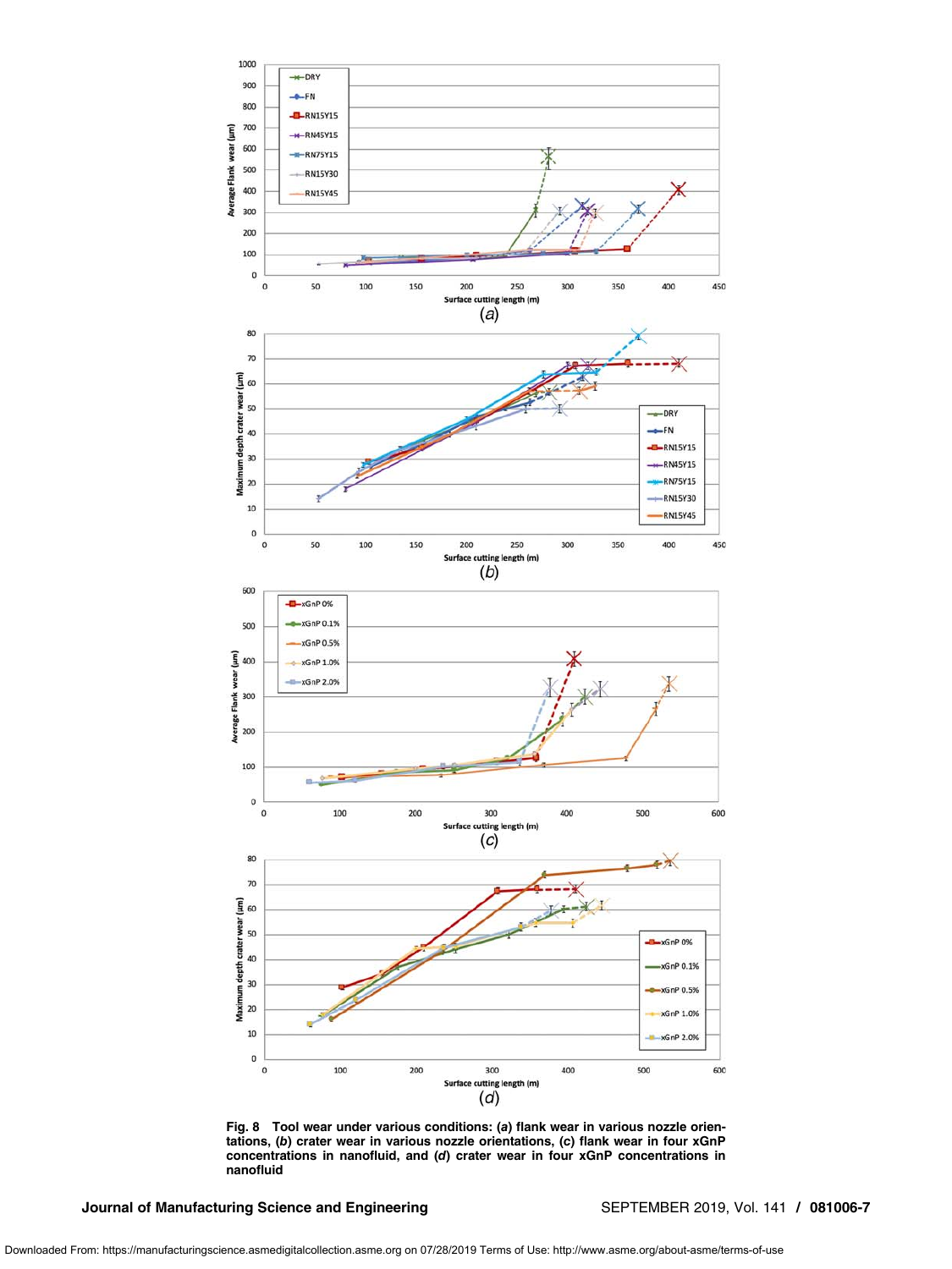**Fig. 8 Tool wear under various conditions: (*a*) flank wear in various nozzle orientations, (*b*) crater wear in various nozzle orientations, (*c*) flank wear in four xGnP concentrations in nanofluid, and (*d*) crater wear in four xGnP concentrations in nanofluid**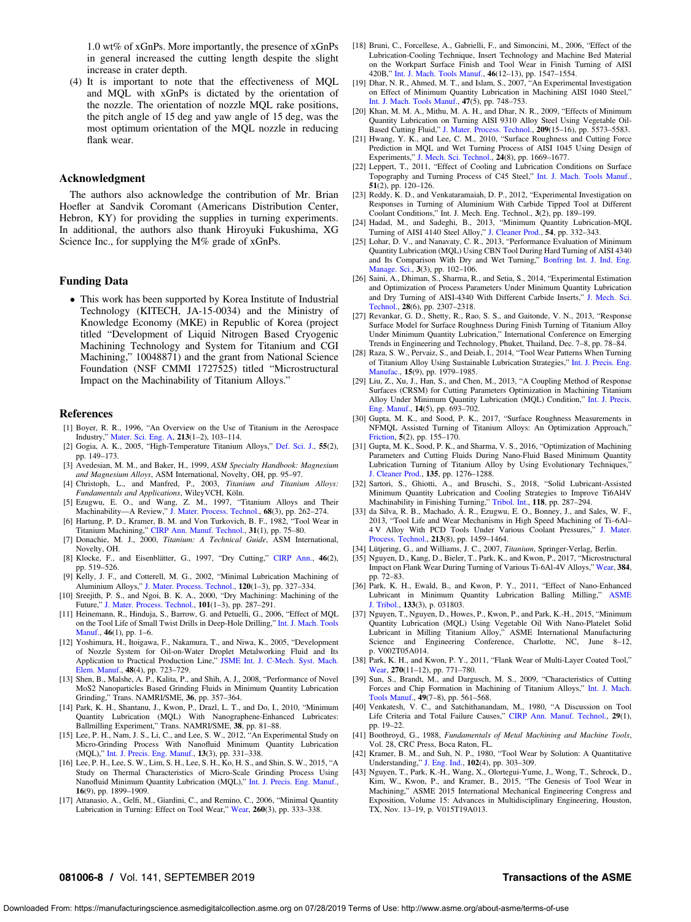1.0 wt% of xGnPs. More importantly, the presence of xGnPs in general increased the cutting length despite the slight increase in crater depth.

(4) It is important to note that the effectiveness of MQL and MQL with xGnPs is dictated by the orientation of the nozzle. The orientation of nozzle MQL rake positions, the pitch angle of 15 deg and yaw angle of 15 deg, was the most optimum orientation of the MQL nozzle in reducing flank wear.

## Acknowledgment

The authors also acknowledge the contribution of Mr. Brian Hoefler at Sandvik Coromant (Americans Distribution Center, Hebron, KY) for providing the supplies in turning experiments. In additional, the authors also thank Hiroyuki Fukushima, XG Science Inc., for supplying the M% grade of xGnPs.

## Funding Data

- This work has been supported by Korea Institute of Industrial Technology (KITECH, JA-15-0034) and the Ministry of Knowledge Economy (MKE) in Republic of Korea (project titled "Development of Liquid Nitrogen Based Cryogenic Machining Technology and System for Titanium and CGI Machining," 10048871) and the grant from National Science Foundation (NSF CMMI 1727525) titled "Microstructural Impact on the Machinability of Titanium Alloys."

## References

[1] Boyer, R. R., 1996, "An Overview on the Use of Titanium in the Aerospace Industry," Mater. Sci. Eng. A, **213**(1–2), 103–114.

[2] Gogia, A. K., 2005, "High-Temperature Titanium Alloys," Def. Sci. J., **55**(2), pp. 149–173.

[3] Avedesian, M. M., and Baker, H., 1999, *ASM Specialty Handbook: Magnesium and Magnesium Alloys*, ASM International, Novelty, OH, pp. 95–97.

[4] Christoph, L., and Manfred, P., 2003, *Titanium and Titanium Alloys: Fundamentals and Applications*, WileyVCH, Köln.

[5] Ezugwu, E. O., and Wang, Z. M., 1997, "Titanium Alloys and Their Machinability—A Review," J. Mater. Process. Technol., **68**(3), pp. 262–274.

[6] Hartung, P. D., Kramer, B. M. and Von Turkovich, B. F., 1982, "Tool Wear in Titanium Machining," CIRP Ann. Manuf. Technol., **31**(1), pp. 75–80.

[7] Donachie, M. J., 2000, *Titanium: A Technical Guide*, ASM International, Novelty, OH.

[8] Klocke, F., and Eisenblätter, G., 1997, "Dry Cutting," CIRP Ann., **46**(2), pp. 519–526.

[9] Kelly, J. F., and Cotterell, M. G., 2002, "Minimal Lubrication Machining of Aluminium Alloys," J. Mater. Process. Technol., **120**(1–3), pp. 327–334.

[10] Sreejith, P. S., and Ngoi, B. K. A., 2000, "Dry Machining: Machining of the Future," J. Mater. Process. Technol., **101**(1–3), pp. 287–291.

[11] Heinemann, R., Hinduja, S., Barrow, G. and Petuelli, G., 2006, "Effect of MQL on the Tool Life of Small Twist Drills in Deep-Hole Drilling," Int. J. Mach. Tools Manuf., **46**(1), pp. 1–6.

[12] Yoshimura, H., Itoigawa, F., Nakamura, T., and Niwa, K., 2005, "Development of Nozzle System for Oil-on-Water Droplet Metalworking Fluid and Its Application to Practical Production Line," JSME Int. J. C-Mech. Syst. Mach. Elem. Manuf., **48**(4), pp. 723–729.

[13] Shen, B., Malshe, A. P., Kalita, P., and Shih, A. J., 2008, "Performance of Novel MoS2 Nanoparticles Based Grinding Fluids in Minimum Quantity Lubrication Grinding," Trans. NAMRI/SME, **36**, pp. 357–364.

[14] Park, K. H., Shantanu, J., Kwon, P., Drazl, L. T., and Do, I., 2010, "Minimum Quantity Lubrication (MQL) With Nanographene-Enhanced Lubricates: Ballmilling Experiment," Trans. NAMRI/SME, **38**, pp. 81–88.

[15] Lee, P. H., Nam, J. S., Li, C., and Lee, S. W., 2012, "An Experimental Study on Micro-Grinding Process With Nanofluid Minimum Quantity Lubrication (MQL)," Int. J. Precis. Eng. Manuf., **13**(3), pp. 331–338.

[16] Lee, P. H., Lee, S. W., Lim, S. H., Lee, S. H., Ko, H. S., and Shin, S. W., 2015, "A Study on Thermal Characteristics of Micro-Scale Grinding Process Using Nanofluid Minimum Quantity Lubrication (MQL)," Int. J. Precis. Eng. Manuf., **16**(9), pp. 1899–1909.

[17] Attanasio, A., Gelfi, M., Giardini, C., and Remino, C., 2006, "Minimal Quantity Lubrication in Turning: Effect on Tool Wear," Wear, **260**(3), pp. 333–338.

[18] Bruni, C., Forcellese, A., Gabrielli, F., and Simoncini, M., 2006, "Effect of the Lubrication-Cooling Technique, Insert Technology and Machine Bed Material on the Workpart Surface Finish and Tool Wear in Finish Turning of AISI 420B," Int. J. Mach. Tools Manuf., **46**(12–13), pp. 1547–1554.

[19] Dhar, N. R., Ahmed, M. T., and Islam, S., 2007, "An Experimental Investigation on Effect of Minimum Quantity Lubrication in Machining AISI 1040 Steel," Int. J. Mach. Tools Manuf., **47**(5), pp. 748–753.

[20] Khan, M. M. A., Mithu, M. A. H., and Dhar, N. R., 2009, "Effects of Minimum Quantity Lubrication on Turning AISI 9310 Alloy Steel Using Vegetable Oil-Based Cutting Fluid," J. Mater. Process. Technol., **209**(15–16), pp. 5573–5583.

[21] Hwang, Y. K., and Lee, C. M., 2010, "Surface Roughness and Cutting Force Prediction in MQL and Wet Turning Process of AISI 1045 Using Design of Experiments," J. Mech. Sci. Technol., **24**(8), pp. 1669–1677.

[22] Leppert, T., 2011, "Effect of Cooling and Lubrication Conditions on Surface Topography and Turning Process of C45 Steel," Int. J. Mach. Tools Manuf., **51**(2), pp. 120–126.

[23] Reddy, K. D., and Venkataramaiah, D. P., 2012, "Experimental Investigation on Responses in Turning of Aluminium With Carbide Tipped Tool at Different Coolant Conditions," Int. J. Mech. Eng. Technol., **3**(2), pp. 189–199.

[24] Hadad, M., and Sadeghi, B., 2013, "Minimum Quantity Lubrication-MQL Turning of AISI 4140 Steel Alloy," J. Cleaner Prod., **54**, pp. 332–343.

[25] Lohar, D. V., and Nanavaty, C. R., 2013, "Performance Evaluation of Minimum Quantity Lubrication (MQL) Using CBN Tool During Hard Turning of AISI 4340 and Its Comparison With Dry and Wet Turning," Bonfring Int. J. Ind. Eng. Manage. Sci., **3**(3), pp. 102–106.

[26] Saini, A., Dhiman, S., Sharma, R., and Setia, S., 2014, "Experimental Estimation and Optimization of Process Parameters Under Minimum Quantity Lubrication and Dry Turning of AISI-4340 With Different Carbide Inserts," J. Mech. Sci. Technol., **28**(6), pp. 2307–2318.

[27] Revankar, G. D., Shetty, R., Rao, S. S., and Gaitonde, V. N., 2013, "Response Surface Model for Surface Roughness During Finish Turning of Titanium Alloy Under Minimum Quantity Lubrication," International Conference on Emerging Trends in Engineering and Technology, Phuket, Thailand, Dec. 7–8, pp. 78–84.

[28] Raza, S. W., Pervaiz, S., and Deiab, I., 2014, "Tool Wear Patterns When Turning of Titanium Alloy Using Sustainable Lubrication Strategies," Int. J. Precis. Eng. Manufac., **15**(9), pp. 1979–1985.

[29] Liu, Z., Xu, J., Han, S., and Chen, M., 2013, "A Coupling Method of Response Surfaces (CRSM) for Cutting Parameters Optimization in Machining Titanium Alloy Under Minimum Quantity Lubrication (MQL) Condition," Int. J. Precis. Eng. Manuf., **14**(5), pp. 693–702.

[30] Gupta, M. K., and Sood, P. K., 2017, "Surface Roughness Measurements in NFMQL Assisted Turning of Titanium Alloys: An Optimization Approach," Friction, **5**(2), pp. 155–170.

[31] Gupta, M. K., Sood, P. K., and Sharma, V. S., 2016, "Optimization of Machining Parameters and Cutting Fluids During Nano-Fluid Based Minimum Quantity Lubrication Turning of Titanium Alloy by Using Evolutionary Techniques," J. Cleaner Prod., **135**, pp. 1276–1288.

[32] Sartori, S., Ghiotti, A., and Bruschi, S., 2018, "Solid Lubricant-Assisted Minimum Quantity Lubrication and Cooling Strategies to Improve Ti6Al4V Machinability in Finishing Turning," Tribol. Int., **118**, pp. 287–294.

[33] da Silva, R. B., Machado, Á. R., Ezugwu, E. O., Bonney, J., and Sales, W. F., 2013, "Tool Life and Wear Mechanisms in High Speed Machining of Ti–6Al–4 V Alloy With PCD Tools Under Various Coolant Pressures," J. Mater. Process. Technol., **213**(8), pp. 1459–1464.

[34] Lütjering, G., and Williams, J. C., 2007, *Titanium*, Springer-Verlag, Berlin.

[35] Nguyen, D., Kang, D., Bieler, T., Park, K., and Kwon, P., 2017, "Microstructural Impact on Flank Wear During Turning of Various Ti-6Al-4V Alloys," Wear, **384**, pp. 72–83.

[36] Park, K. H., Ewald, B., and Kwon, P. Y., 2011, "Effect of Nano-Enhanced Lubricant in Minimum Quantity Lubrication Balling Milling," ASME J. Tribol., **133**(3), p. 031803.

[37] Nguyen, T., Nguyen, D., Howes, P., Kwon, P., and Park, K.-H., 2015, "Minimum Quantity Lubrication (MQL) Using Vegetable Oil With Nano-Platelet Solid Lubricant in Milling Titanium Alloy," ASME International Manufacturing Science and Engineering Conference, Charlotte, NC, June 8–12, p. V002T05A014.

[38] Park, K. H., and Kwon, P. Y., 2011, "Flank Wear of Multi-Layer Coated Tool," Wear, **270**(11–12), pp. 771–780.

[39] Sun, S., Brandt, M., and Dargusch, M. S., 2009, "Characteristics of Cutting Forces and Chip Formation in Machining of Titanium Alloys," Int. J. Mach. Tools Manuf., **49**(7–8), pp. 561–568.

[40] Venkatesh, V. C., and Satchithanandam, M., 1980, "A Discussion on Tool Life Criteria and Total Failure Causes," CIRP Ann. Manuf. Technol., **29**(1), pp. 19–22.

[41] Boothroyd, G., 1988, *Fundamentals of Metal Machining and Machine Tools*, Vol. 28, CRC Press, Boca Raton, FL.

[42] Kramer, B. M., and Suh, N. P., 1980, "Tool Wear by Solution: A Quantitative Understanding," J. Eng. Ind., **102**(4), pp. 303–309.

[43] Nguyen, T., Park, K.-H., Wang, X., Olortegui-Yume, J., Wong, T., Schrock, D., Kim, W., Kwon, P., and Kramer, B., 2015, "The Genesis of Tool Wear in Machining," ASME 2015 International Mechanical Engineering Congress and Exposition, Volume 15: Advances in Multidisciplinary Engineering, Houston, TX, Nov. 13–19, p. V015T19A013.